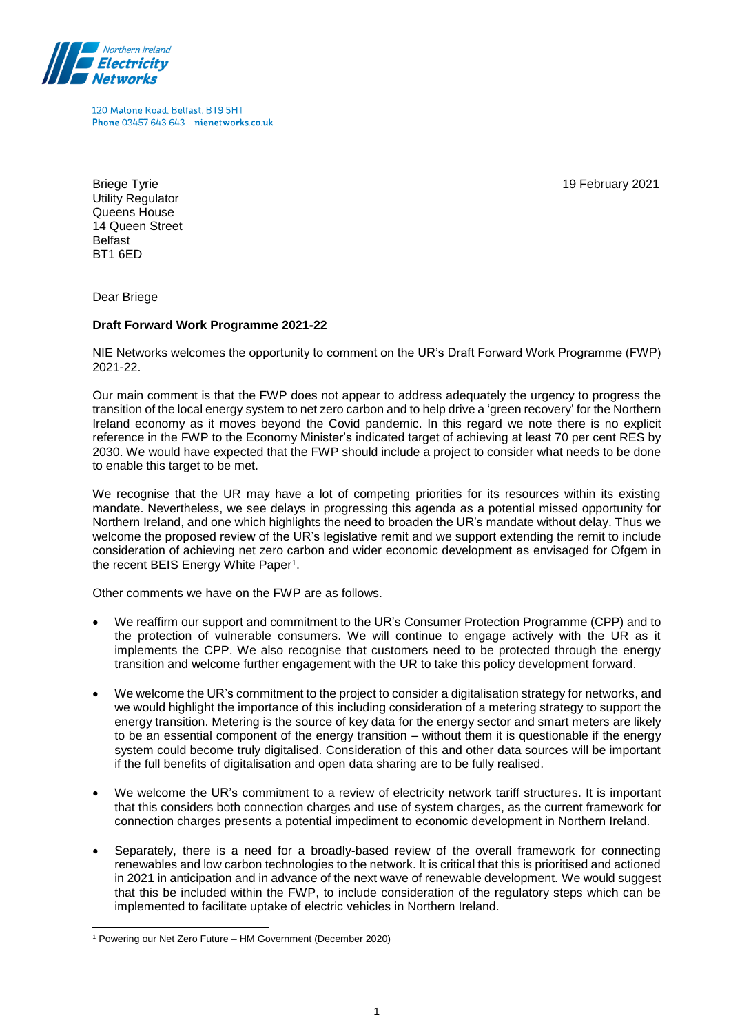Northern Ireland Electricity Networks

120 Malone Road, Belfast, BT9 5HT
**Phone** 03457 643 643 **nienetworks.co.uk**

Briege Tyrie
Utility Regulator
Queens House
14 Queen Street
Belfast
BT1 6ED

19 February 2021

Dear Briege

**Draft Forward Work Programme 2021-22**

NIE Networks welcomes the opportunity to comment on the UR's Draft Forward Work Programme (FWP) 2021-22.

Our main comment is that the FWP does not appear to address adequately the urgency to progress the transition of the local energy system to net zero carbon and to help drive a 'green recovery' for the Northern Ireland economy as it moves beyond the Covid pandemic. In this regard we note there is no explicit reference in the FWP to the Economy Minister's indicated target of achieving at least 70 per cent RES by 2030. We would have expected that the FWP should include a project to consider what needs to be done to enable this target to be met.

We recognise that the UR may have a lot of competing priorities for its resources within its existing mandate. Nevertheless, we see delays in progressing this agenda as a potential missed opportunity for Northern Ireland, and one which highlights the need to broaden the UR's mandate without delay. Thus we welcome the proposed review of the UR's legislative remit and we support extending the remit to include consideration of achieving net zero carbon and wider economic development as envisaged for Ofgem in the recent BEIS Energy White Paper[1].

Other comments we have on the FWP are as follows.

- We reaffirm our support and commitment to the UR's Consumer Protection Programme (CPP) and to the protection of vulnerable consumers. We will continue to engage actively with the UR as it implements the CPP. We also recognise that customers need to be protected through the energy transition and welcome further engagement with the UR to take this policy development forward.
- We welcome the UR's commitment to the project to consider a digitalisation strategy for networks, and we would highlight the importance of this including consideration of a metering strategy to support the energy transition. Metering is the source of key data for the energy sector and smart meters are likely to be an essential component of the energy transition – without them it is questionable if the energy system could become truly digitalised. Consideration of this and other data sources will be important if the full benefits of digitalisation and open data sharing are to be fully realised.
- We welcome the UR's commitment to a review of electricity network tariff structures. It is important that this considers both connection charges and use of system charges, as the current framework for connection charges presents a potential impediment to economic development in Northern Ireland.
- Separately, there is a need for a broadly-based review of the overall framework for connecting renewables and low carbon technologies to the network. It is critical that this is prioritised and actioned in 2021 in anticipation and in advance of the next wave of renewable development. We would suggest that this be included within the FWP, to include consideration of the regulatory steps which can be implemented to facilitate uptake of electric vehicles in Northern Ireland.

[1] Powering our Net Zero Future – HM Government (December 2020)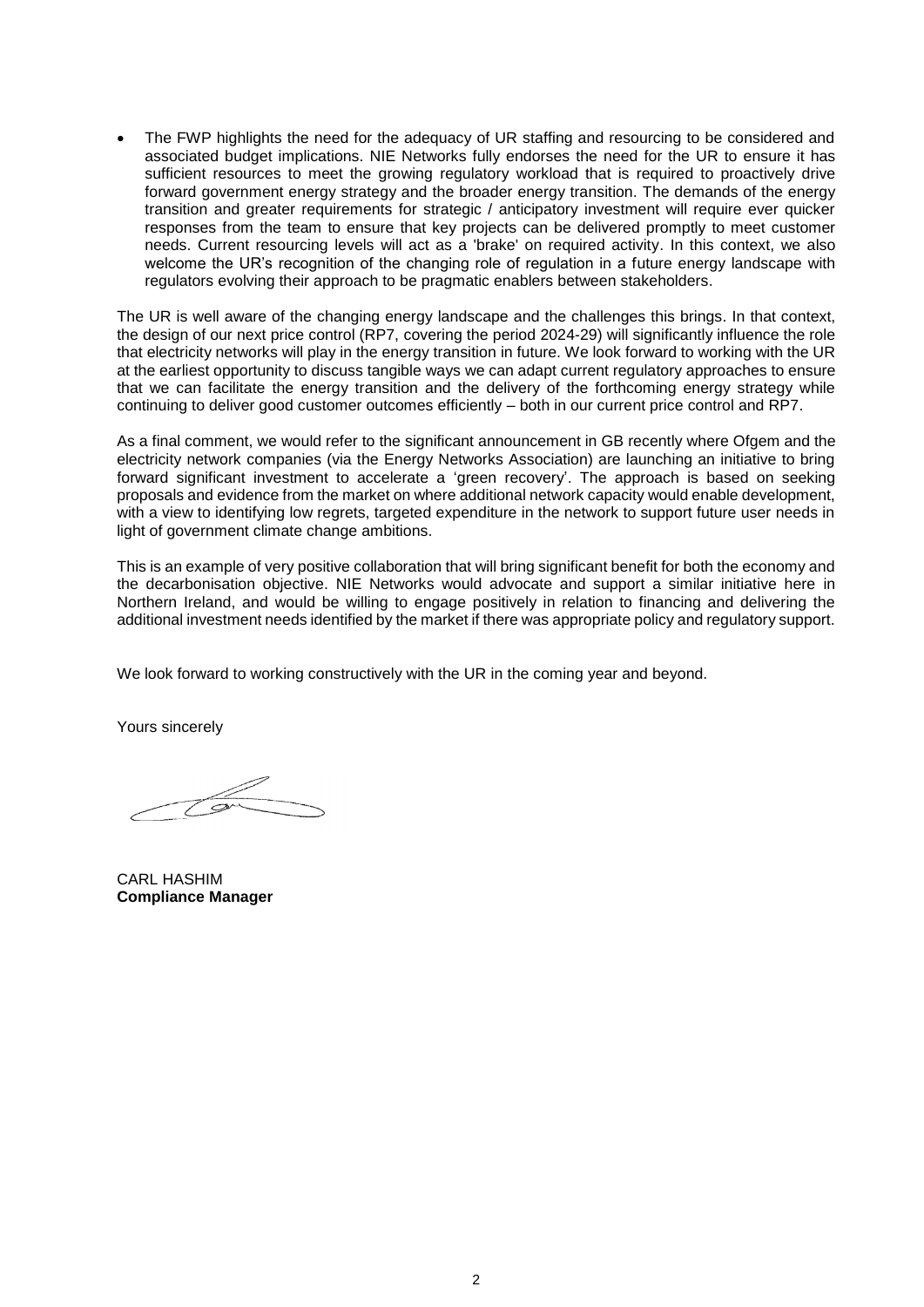- The FWP highlights the need for the adequacy of UR staffing and resourcing to be considered and associated budget implications. NIE Networks fully endorses the need for the UR to ensure it has sufficient resources to meet the growing regulatory workload that is required to proactively drive forward government energy strategy and the broader energy transition. The demands of the energy transition and greater requirements for strategic / anticipatory investment will require ever quicker responses from the team to ensure that key projects can be delivered promptly to meet customer needs. Current resourcing levels will act as a 'brake' on required activity. In this context, we also welcome the UR's recognition of the changing role of regulation in a future energy landscape with regulators evolving their approach to be pragmatic enablers between stakeholders.

The UR is well aware of the changing energy landscape and the challenges this brings. In that context, the design of our next price control (RP7, covering the period 2024-29) will significantly influence the role that electricity networks will play in the energy transition in future. We look forward to working with the UR at the earliest opportunity to discuss tangible ways we can adapt current regulatory approaches to ensure that we can facilitate the energy transition and the delivery of the forthcoming energy strategy while continuing to deliver good customer outcomes efficiently – both in our current price control and RP7.

As a final comment, we would refer to the significant announcement in GB recently where Ofgem and the electricity network companies (via the Energy Networks Association) are launching an initiative to bring forward significant investment to accelerate a 'green recovery'. The approach is based on seeking proposals and evidence from the market on where additional network capacity would enable development, with a view to identifying low regrets, targeted expenditure in the network to support future user needs in light of government climate change ambitions.

This is an example of very positive collaboration that will bring significant benefit for both the economy and the decarbonisation objective. NIE Networks would advocate and support a similar initiative here in Northern Ireland, and would be willing to engage positively in relation to financing and delivering the additional investment needs identified by the market if there was appropriate policy and regulatory support.

We look forward to working constructively with the UR in the coming year and beyond.

Yours sincerely

CARL HASHIM
**Compliance Manager**